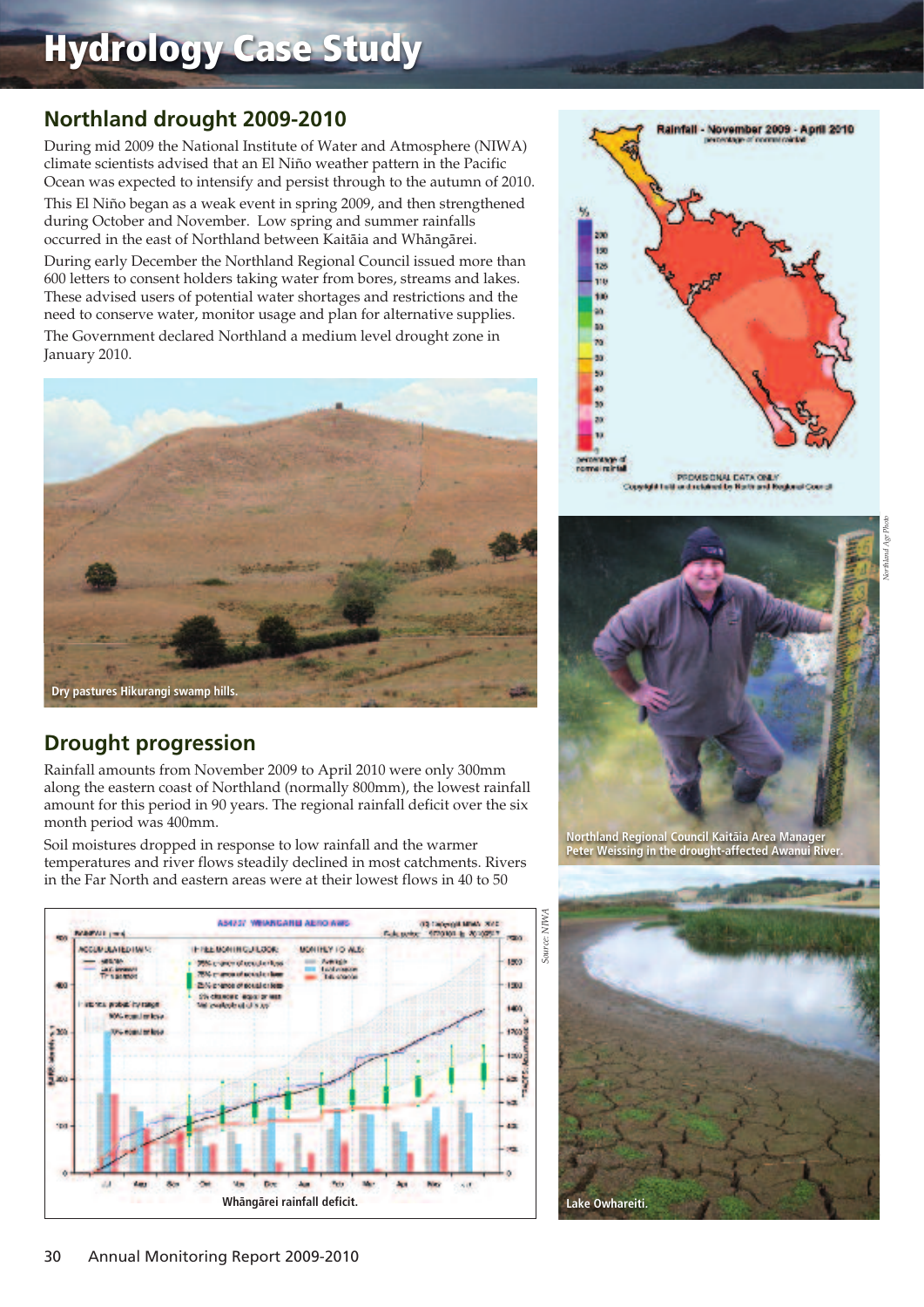# Hydrology Case Study

## Northland drought 2009-2010

During mid 2009 the National Institute of Water and Atmosphere (NIWA) climate scientists advised that an El Niño weather pattern in the Pacific Ocean was expected to intensify and persist through to the autumn of 2010.

This El Niño began as a weak event in spring 2009, and then strengthened during October and November. Low spring and summer rainfalls occurred in the east of Northland between Kaitāia and Whāngārei.

During early December the Northland Regional Council issued more than 600 letters to consent holders taking water from bores, streams and lakes. These advised users of potential water shortages and restrictions and the need to conserve water, monitor usage and plan for alternative supplies.

The Government declared Northland a medium level drought zone in January 2010.

Dry pastures Hikurangi swamp hills.

## Drought progression

Rainfall amounts from November 2009 to April 2010 were only 300mm along the eastern coast of Northland (normally 800mm), the lowest rainfall amount for this period in 90 years. The regional rainfall deficit over the six month period was 400mm.

Soil moistures dropped in response to low rainfall and the warmer temperatures and river flows steadily declined in most catchments. Rivers in the Far North and eastern areas were at their lowest flows in 40 to 50

Source: NIWA

Whāngārei rainfall deficit.

Rainfall - November 2009 - April 2010

percentage of normal rainfall

PROVISIONAL DATA ONLY

Northland Age Photo

Northland Regional Council Kaitāia Area Manager Peter Weissing in the drought-affected Awanui River.

Lake Owhareiti.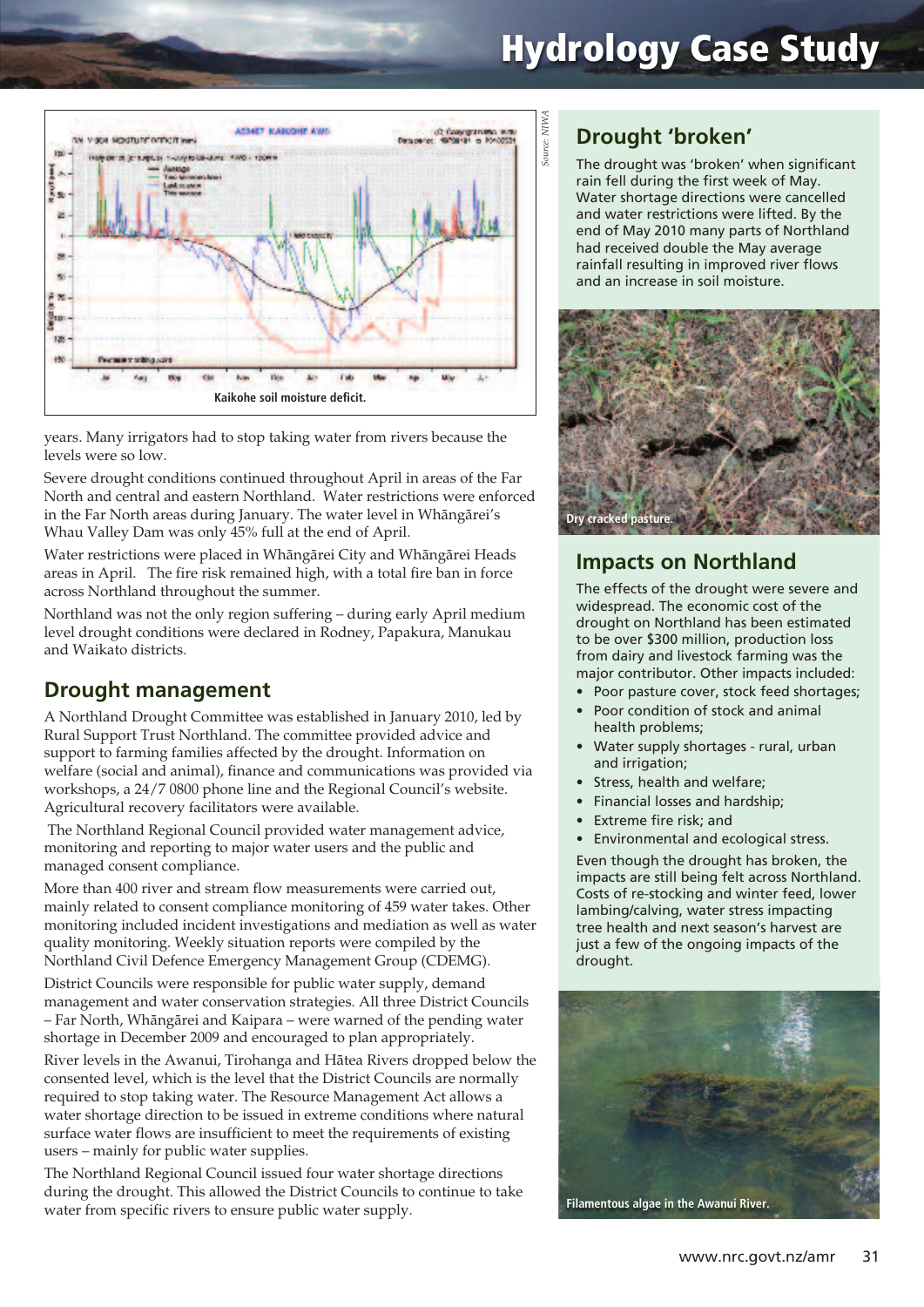Kaikohe soil moisture deficit.

Source: NIWA

years. Many irrigators had to stop taking water from rivers because the levels were so low.

Severe drought conditions continued throughout April in areas of the Far North and central and eastern Northland. Water restrictions were enforced in the Far North areas during January. The water level in Whāngārei's Whau Valley Dam was only 45% full at the end of April.

Water restrictions were placed in Whāngārei City and Whāngārei Heads areas in April. The fire risk remained high, with a total fire ban in force across Northland throughout the summer.

Northland was not the only region suffering – during early April medium level drought conditions were declared in Rodney, Papakura, Manukau and Waikato districts.

## Drought management

A Northland Drought Committee was established in January 2010, led by Rural Support Trust Northland. The committee provided advice and support to farming families affected by the drought. Information on welfare (social and animal), finance and communications was provided via workshops, a 24/7 0800 phone line and the Regional Council's website. Agricultural recovery facilitators were available.

The Northland Regional Council provided water management advice, monitoring and reporting to major water users and the public and managed consent compliance.

More than 400 river and stream flow measurements were carried out, mainly related to consent compliance monitoring of 459 water takes. Other monitoring included incident investigations and mediation as well as water quality monitoring. Weekly situation reports were compiled by the Northland Civil Defence Emergency Management Group (CDEMG).

District Councils were responsible for public water supply, demand management and water conservation strategies. All three District Councils – Far North, Whāngārei and Kaipara – were warned of the pending water shortage in December 2009 and encouraged to plan appropriately.

River levels in the Awanui, Tirohanga and Hātea Rivers dropped below the consented level, which is the level that the District Councils are normally required to stop taking water. The Resource Management Act allows a water shortage direction to be issued in extreme conditions where natural surface water flows are insufficient to meet the requirements of existing users – mainly for public water supplies.

The Northland Regional Council issued four water shortage directions during the drought. This allowed the District Councils to continue to take water from specific rivers to ensure public water supply.

## Drought 'broken'

The drought was 'broken' when significant rain fell during the first week of May. Water shortage directions were cancelled and water restrictions were lifted. By the end of May 2010 many parts of Northland had received double the May average rainfall resulting in improved river flows and an increase in soil moisture.

Dry cracked pasture.

## Impacts on Northland

The effects of the drought were severe and widespread. The economic cost of the drought on Northland has been estimated to be over $300 million, production loss from dairy and livestock farming was the major contributor. Other impacts included:

- Poor pasture cover, stock feed shortages;
- Poor condition of stock and animal health problems;
- Water supply shortages - rural, urban and irrigation;
- Stress, health and welfare;
- Financial losses and hardship;
- Extreme fire risk; and
- Environmental and ecological stress.

Even though the drought has broken, the impacts are still being felt across Northland. Costs of re-stocking and winter feed, lower lambing/calving, water stress impacting tree health and next season's harvest are just a few of the ongoing impacts of the drought.

Filamentous algae in the Awanui River.